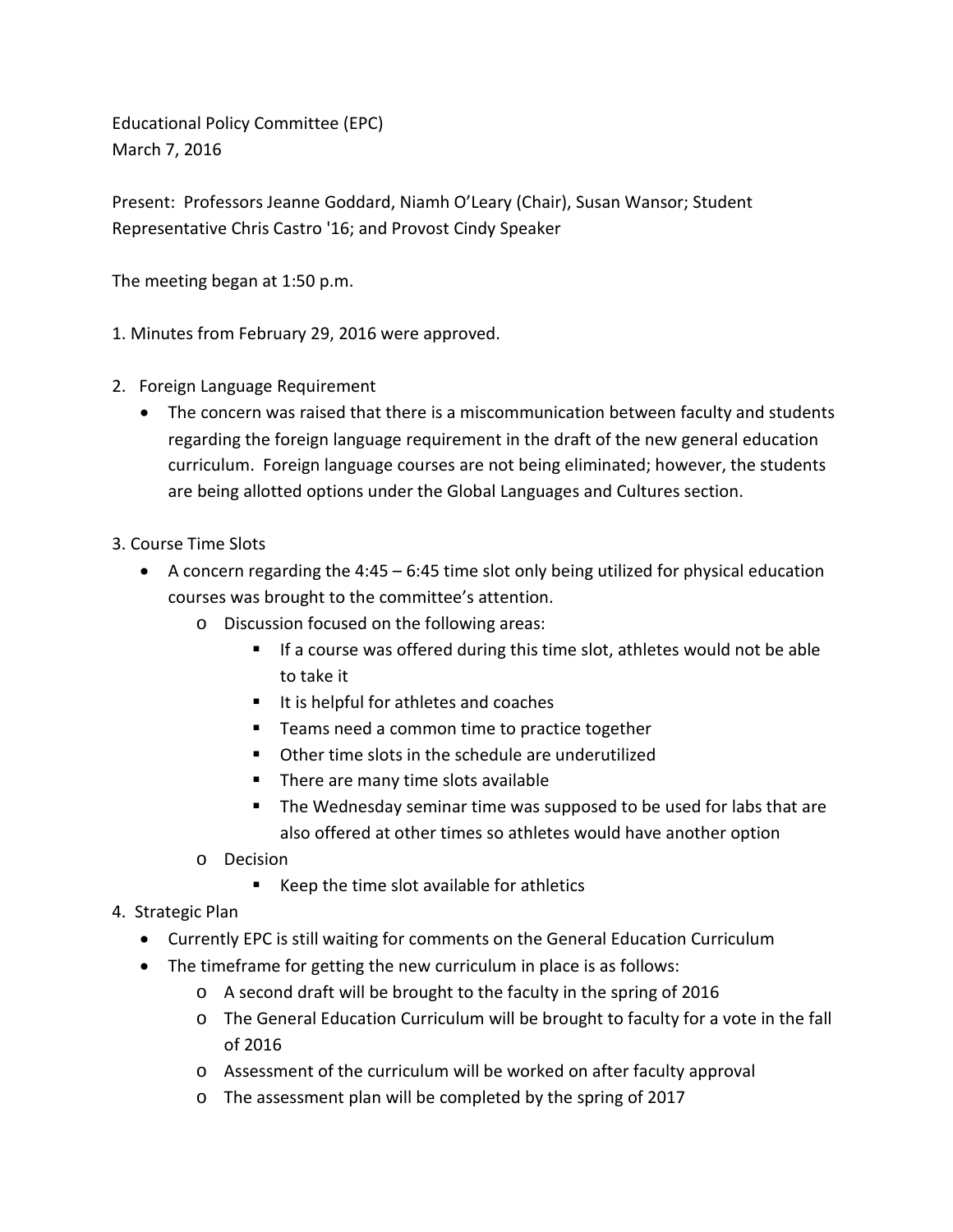Educational Policy Committee (EPC)
March 7, 2016

Present: Professors Jeanne Goddard, Niamh O'Leary (Chair), Susan Wansor; Student Representative Chris Castro '16; and Provost Cindy Speaker

The meeting began at 1:50 p.m.

1. Minutes from February 29, 2016 were approved.

2. Foreign Language Requirement
   - The concern was raised that there is a miscommunication between faculty and students regarding the foreign language requirement in the draft of the new general education curriculum. Foreign language courses are not being eliminated; however, the students are being allotted options under the Global Languages and Cultures section.

3. Course Time Slots
   - A concern regarding the 4:45 – 6:45 time slot only being utilized for physical education courses was brought to the committee's attention.
     - Discussion focused on the following areas:
       - If a course was offered during this time slot, athletes would not be able to take it
       - It is helpful for athletes and coaches
       - Teams need a common time to practice together
       - Other time slots in the schedule are underutilized
       - There are many time slots available
       - The Wednesday seminar time was supposed to be used for labs that are also offered at other times so athletes would have another option
     - Decision
       - Keep the time slot available for athletics

4. Strategic Plan
   - Currently EPC is still waiting for comments on the General Education Curriculum
   - The timeframe for getting the new curriculum in place is as follows:
     - A second draft will be brought to the faculty in the spring of 2016
     - The General Education Curriculum will be brought to faculty for a vote in the fall of 2016
     - Assessment of the curriculum will be worked on after faculty approval
     - The assessment plan will be completed by the spring of 2017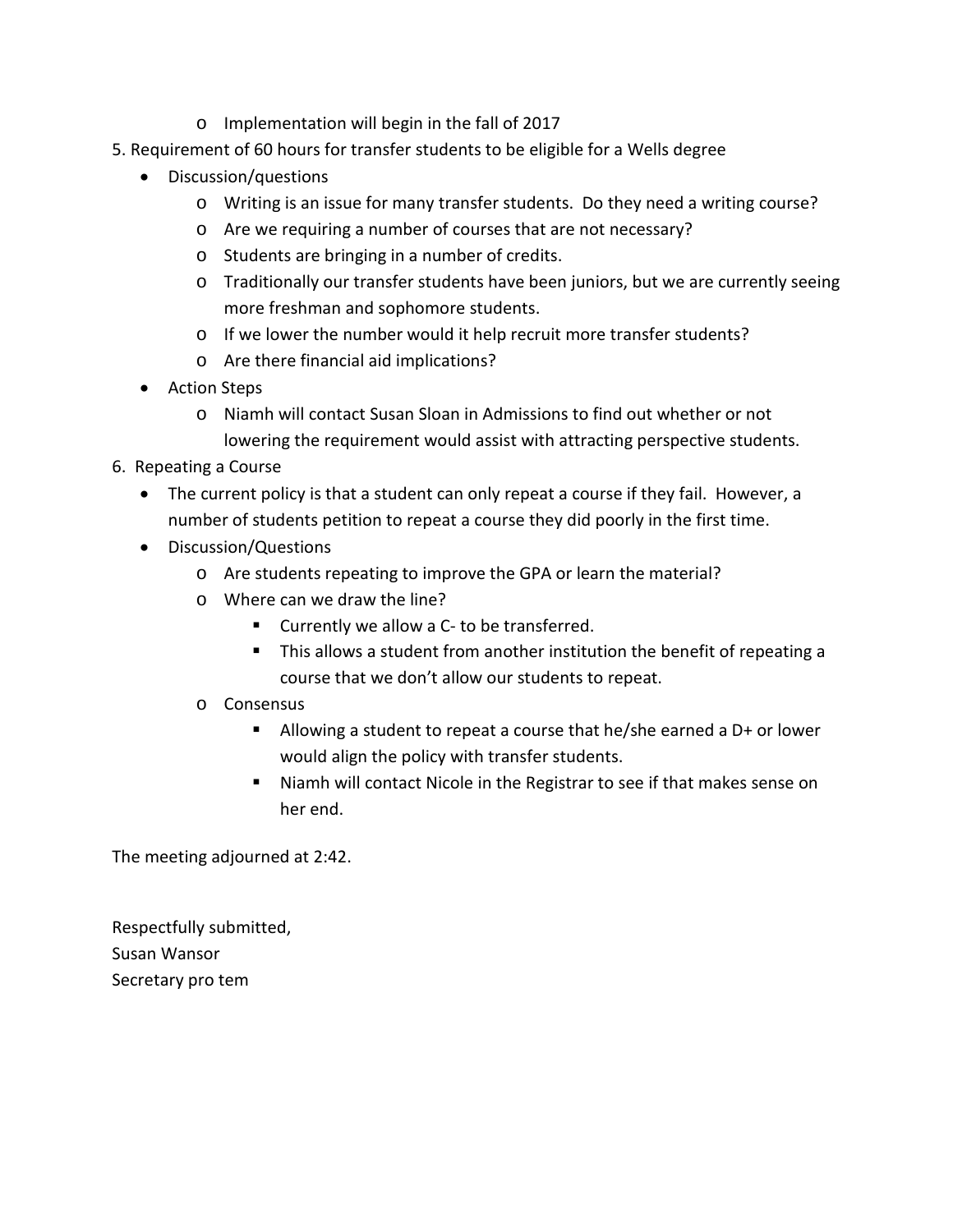- Implementation will begin in the fall of 2017

5. Requirement of 60 hours for transfer students to be eligible for a Wells degree
   - Discussion/questions
     - Writing is an issue for many transfer students. Do they need a writing course?
     - Are we requiring a number of courses that are not necessary?
     - Students are bringing in a number of credits.
     - Traditionally our transfer students have been juniors, but we are currently seeing more freshman and sophomore students.
     - If we lower the number would it help recruit more transfer students?
     - Are there financial aid implications?
   - Action Steps
     - Niamh will contact Susan Sloan in Admissions to find out whether or not lowering the requirement would assist with attracting perspective students.

6. Repeating a Course
   - The current policy is that a student can only repeat a course if they fail. However, a number of students petition to repeat a course they did poorly in the first time.
   - Discussion/Questions
     - Are students repeating to improve the GPA or learn the material?
     - Where can we draw the line?
       - Currently we allow a C- to be transferred.
       - This allows a student from another institution the benefit of repeating a course that we don't allow our students to repeat.
     - Consensus
       - Allowing a student to repeat a course that he/she earned a D+ or lower would align the policy with transfer students.
       - Niamh will contact Nicole in the Registrar to see if that makes sense on her end.

The meeting adjourned at 2:42.

Respectfully submitted,
Susan Wansor
Secretary pro tem